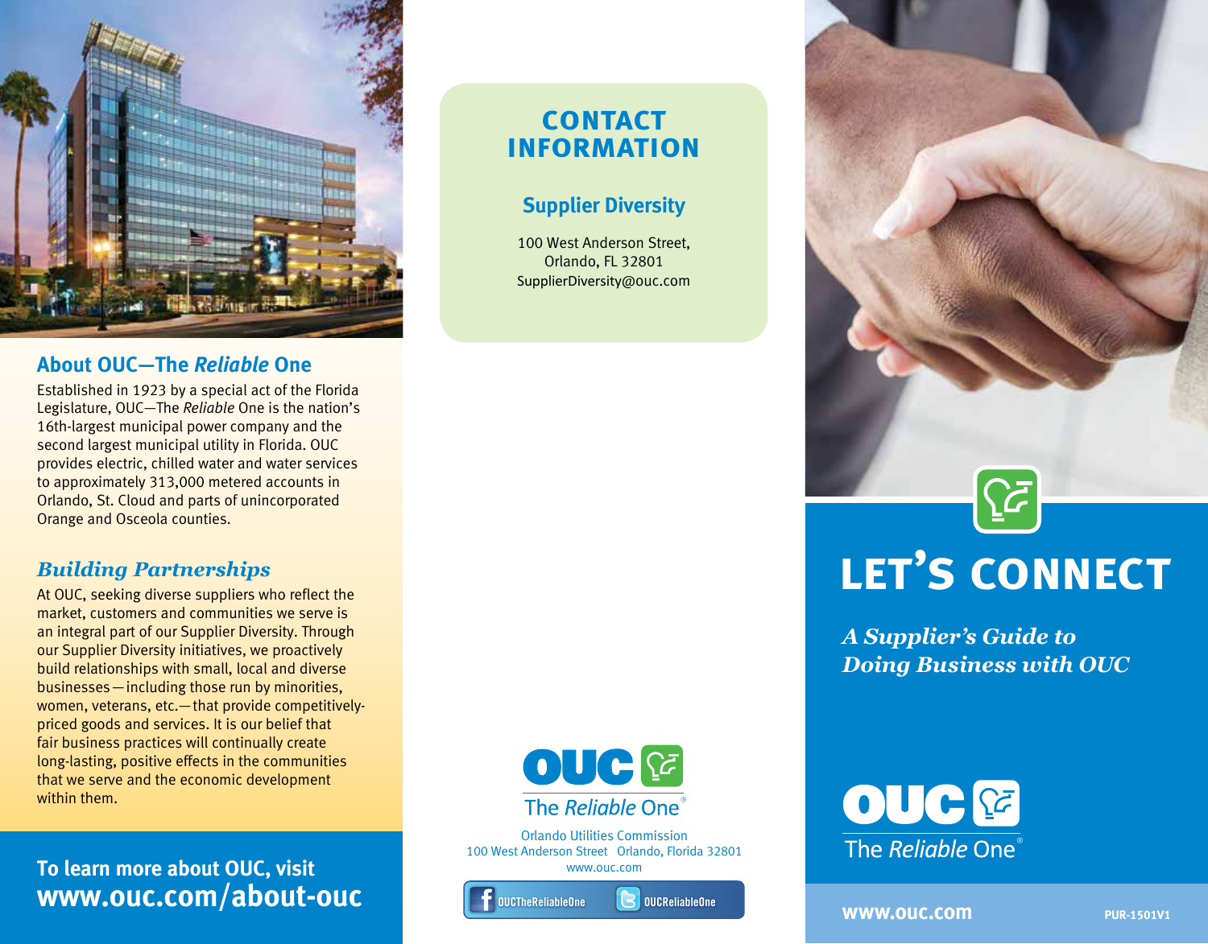## About OUC—The *Reliable* One

Established in 1923 by a special act of the Florida Legislature, OUC—The *Reliable* One is the nation's 16th-largest municipal power company and the second largest municipal utility in Florida. OUC provides electric, chilled water and water services to approximately 313,000 metered accounts in Orlando, St. Cloud and parts of unincorporated Orange and Osceola counties.

### *Building Partnerships*

At OUC, seeking diverse suppliers who reflect the market, customers and communities we serve is an integral part of our Supplier Diversity. Through our Supplier Diversity initiatives, we proactively build relationships with small, local and diverse businesses—including those run by minorities, women, veterans, etc.—that provide competitively-priced goods and services. It is our belief that fair business practices will continually create long-lasting, positive effects in the communities that we serve and the economic development within them.

**To learn more about OUC, visit**
**www.ouc.com/about-ouc**

## CONTACT INFORMATION

### Supplier Diversity

100 West Anderson Street,
Orlando, FL 32801
SupplierDiversity@ouc.com

OUC The *Reliable* One®

Orlando Utilities Commission
100 West Anderson Street Orlando, Florida 32801
www.ouc.com

OUCTheReliableOne OUCReliableOne

# LET'S CONNECT

***A Supplier's Guide to Doing Business with OUC***

OUC The *Reliable* One®

**www.ouc.com**

PUR-1501V1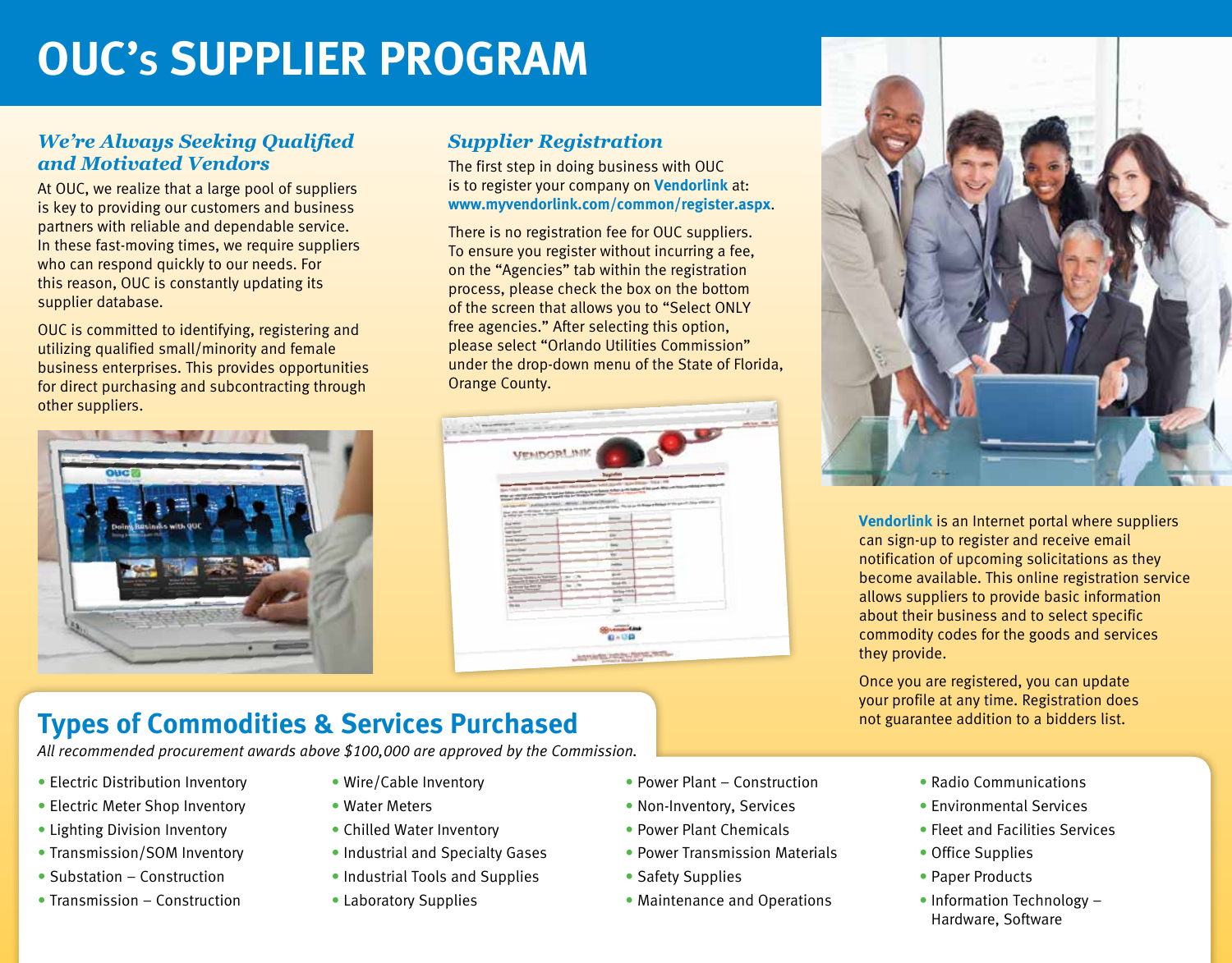# OUC's SUPPLIER PROGRAM

### *We're Always Seeking Qualified and Motivated Vendors*

At OUC, we realize that a large pool of suppliers is key to providing our customers and business partners with reliable and dependable service. In these fast-moving times, we require suppliers who can respond quickly to our needs. For this reason, OUC is constantly updating its supplier database.

OUC is committed to identifying, registering and utilizing qualified small/minority and female business enterprises. This provides opportunities for direct purchasing and subcontracting through other suppliers.

### *Supplier Registration*

The first step in doing business with OUC is to register your company on **Vendorlink** at: **www.myvendorlink.com/common/register.aspx**.

There is no registration fee for OUC suppliers. To ensure you register without incurring a fee, on the "Agencies" tab within the registration process, please check the box on the bottom of the screen that allows you to "Select ONLY free agencies." After selecting this option, please select "Orlando Utilities Commission" under the drop-down menu of the State of Florida, Orange County.

**Vendorlink** is an Internet portal where suppliers can sign-up to register and receive email notification of upcoming solicitations as they become available. This online registration service allows suppliers to provide basic information about their business and to select specific commodity codes for the goods and services they provide.

Once you are registered, you can update your profile at any time. Registration does not guarantee addition to a bidders list.

## Types of Commodities & Services Purchased

*All recommended procurement awards above $100,000 are approved by the Commission.*

- Electric Distribution Inventory
- Electric Meter Shop Inventory
- Lighting Division Inventory
- Transmission/SOM Inventory
- Substation – Construction
- Transmission – Construction
- Wire/Cable Inventory
- Water Meters
- Chilled Water Inventory
- Industrial and Specialty Gases
- Industrial Tools and Supplies
- Laboratory Supplies
- Power Plant – Construction
- Non-Inventory, Services
- Power Plant Chemicals
- Power Transmission Materials
- Safety Supplies
- Maintenance and Operations
- Radio Communications
- Environmental Services
- Fleet and Facilities Services
- Office Supplies
- Paper Products
- Information Technology – Hardware, Software